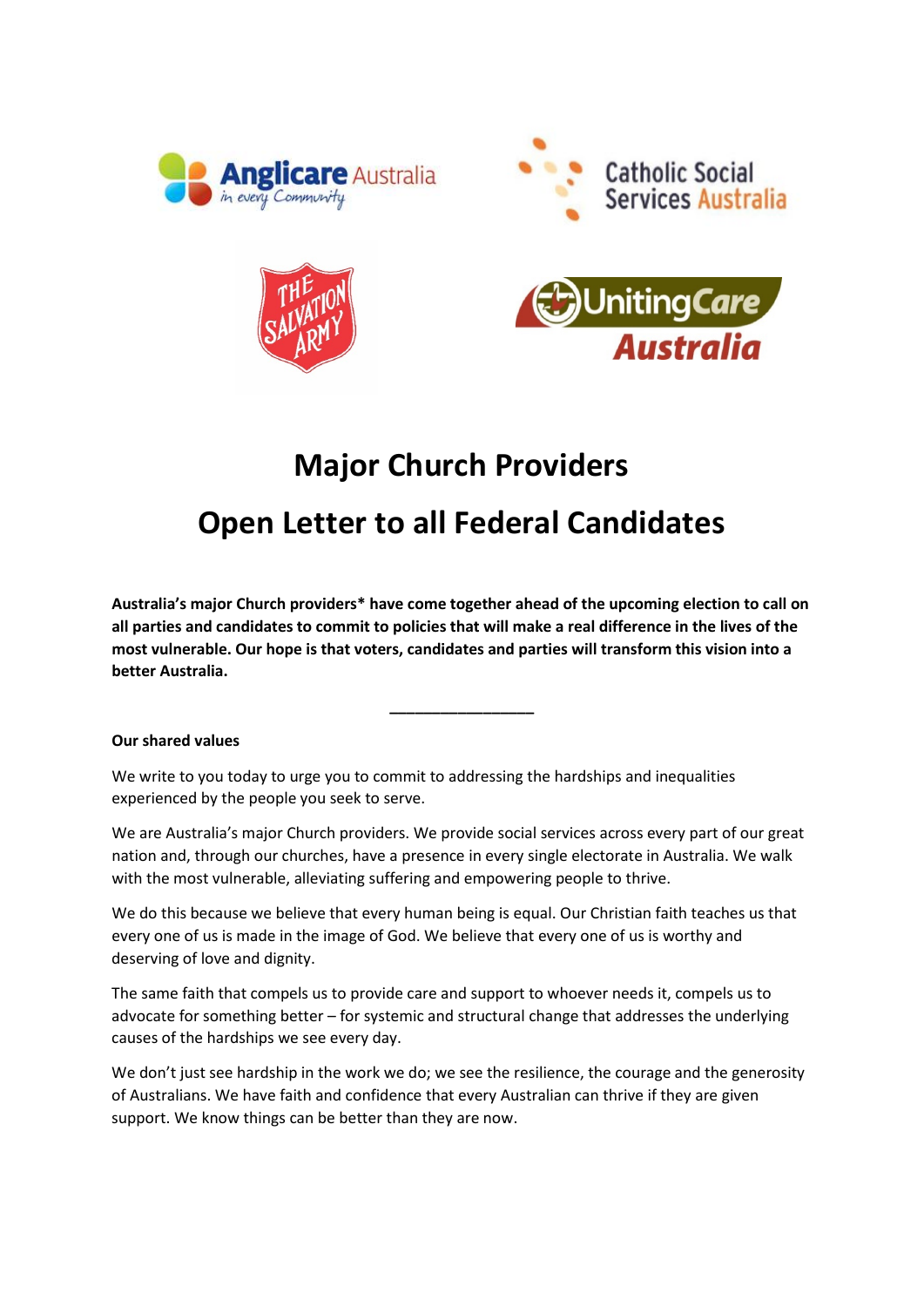# Major Church Providers

# Open Letter to all Federal Candidates

**Australia's major Church providers* have come together ahead of the upcoming election to call on all parties and candidates to commit to policies that will make a real difference in the lives of the most vulnerable. Our hope is that voters, candidates and parties will transform this vision into a better Australia.**

---

**Our shared values**

We write to you today to urge you to commit to addressing the hardships and inequalities experienced by the people you seek to serve.

We are Australia's major Church providers. We provide social services across every part of our great nation and, through our churches, have a presence in every single electorate in Australia. We walk with the most vulnerable, alleviating suffering and empowering people to thrive.

We do this because we believe that every human being is equal. Our Christian faith teaches us that every one of us is made in the image of God. We believe that every one of us is worthy and deserving of love and dignity.

The same faith that compels us to provide care and support to whoever needs it, compels us to advocate for something better – for systemic and structural change that addresses the underlying causes of the hardships we see every day.

We don't just see hardship in the work we do; we see the resilience, the courage and the generosity of Australians. We have faith and confidence that every Australian can thrive if they are given support. We know things can be better than they are now.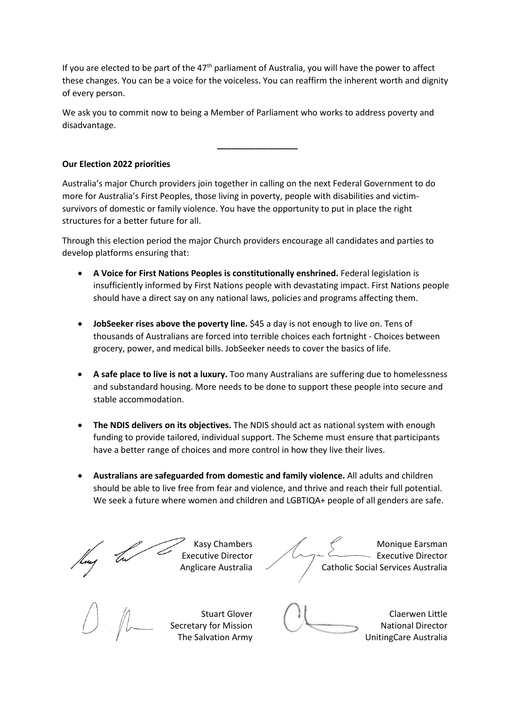If you are elected to be part of the 47th parliament of Australia, you will have the power to affect these changes. You can be a voice for the voiceless. You can reaffirm the inherent worth and dignity of every person.

We ask you to commit now to being a Member of Parliament who works to address poverty and disadvantage.

---

**Our Election 2022 priorities**

Australia's major Church providers join together in calling on the next Federal Government to do more for Australia's First Peoples, those living in poverty, people with disabilities and victim-survivors of domestic or family violence. You have the opportunity to put in place the right structures for a better future for all.

Through this election period the major Church providers encourage all candidates and parties to develop platforms ensuring that:

- **A Voice for First Nations Peoples is constitutionally enshrined.** Federal legislation is insufficiently informed by First Nations people with devastating impact. First Nations people should have a direct say on any national laws, policies and programs affecting them.

- **JobSeeker rises above the poverty line.** $45 a day is not enough to live on. Tens of thousands of Australians are forced into terrible choices each fortnight - Choices between grocery, power, and medical bills. JobSeeker needs to cover the basics of life.

- **A safe place to live is not a luxury.** Too many Australians are suffering due to homelessness and substandard housing. More needs to be done to support these people into secure and stable accommodation.

- **The NDIS delivers on its objectives.** The NDIS should act as national system with enough funding to provide tailored, individual support. The Scheme must ensure that participants have a better range of choices and more control in how they live their lives.

- **Australians are safeguarded from domestic and family violence.** All adults and children should be able to live free from fear and violence, and thrive and reach their full potential. We seek a future where women and children and LGBTIQA+ people of all genders are safe.

Kasy Chambers
Executive Director
Anglicare Australia

Monique Earsman
Executive Director
Catholic Social Services Australia

Stuart Glover
Secretary for Mission
The Salvation Army

Claerwen Little
National Director
UnitingCare Australia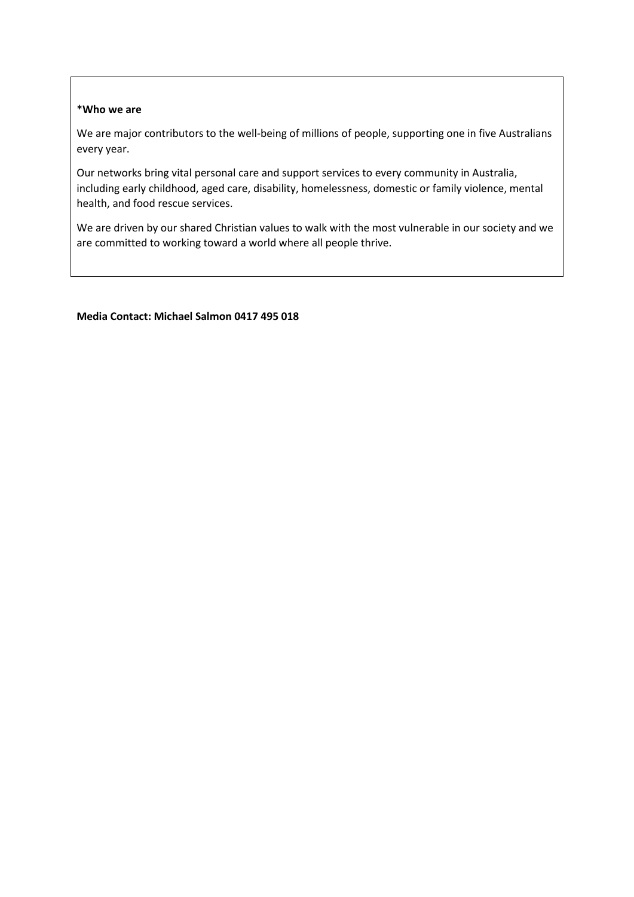**\*Who we are**

We are major contributors to the well-being of millions of people, supporting one in five Australians every year.

Our networks bring vital personal care and support services to every community in Australia, including early childhood, aged care, disability, homelessness, domestic or family violence, mental health, and food rescue services.

We are driven by our shared Christian values to walk with the most vulnerable in our society and we are committed to working toward a world where all people thrive.

**Media Contact: Michael Salmon 0417 495 018**